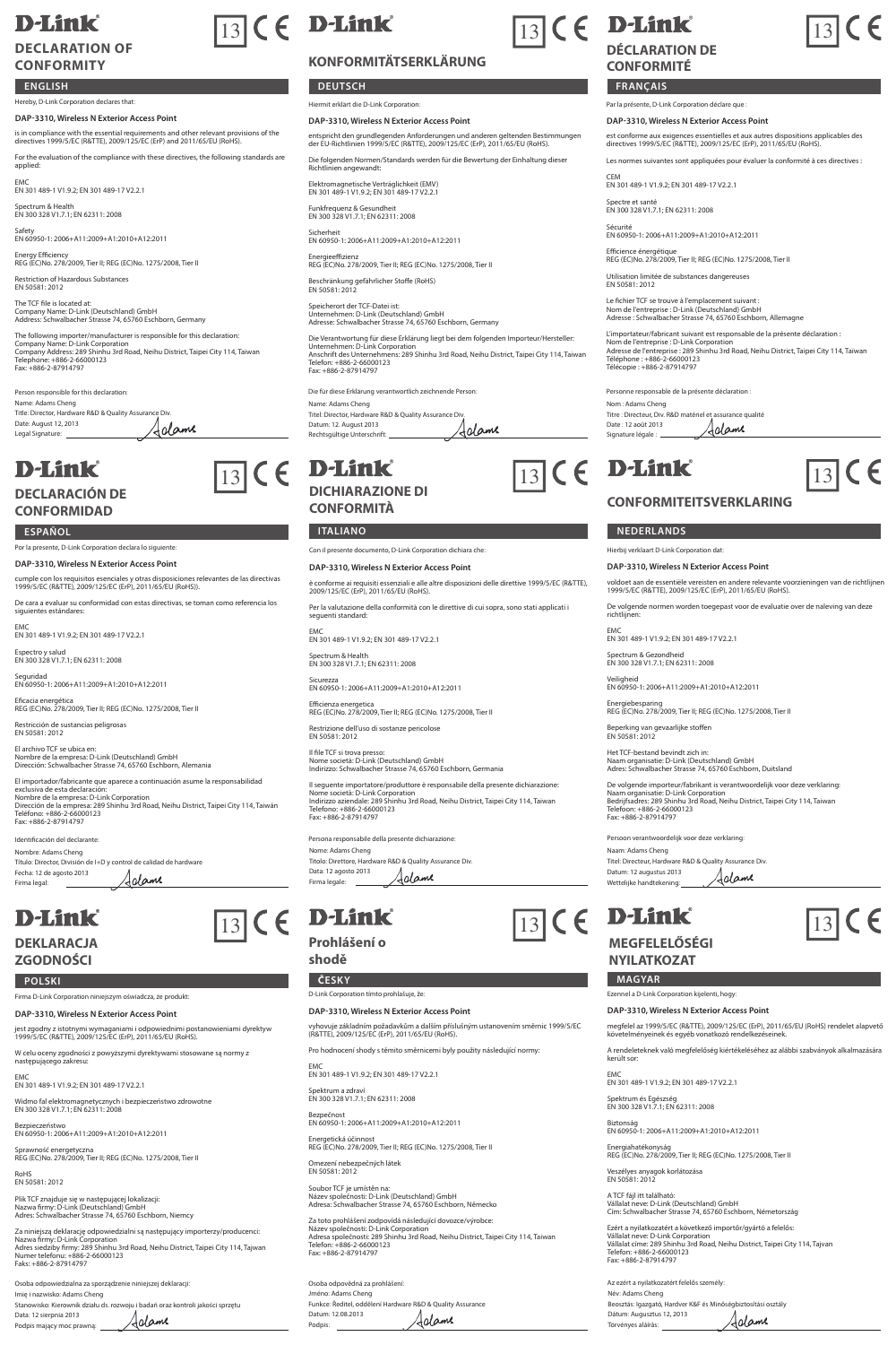# DECLARATION OF CONFORMITY

## ENGLISH

Hereby, D-Link Corporation declares that:

**DAP-3310, Wireless N Exterior Access Point**

is in compliance with the essential requirements and other relevant provisions of the directives 1999/5/EC (R&TTE), 2009/125/EC (ErP) and 2011/65/EU (RoHS).

For the evaluation of the compliance with these directives, the following standards are applied:

EMC
EN 301 489-1 V1.9.2; EN 301 489-17 V2.2.1

Spectrum & Health
EN 300 328 V1.7.1; EN 62311: 2008

Safety
EN 60950-1: 2006+A11:2009+A1:2010+A12:2011

Energy Efficiency
REG (EC)No. 278/2009, Tier II; REG (EC)No. 1275/2008, Tier II

Restriction of Hazardous Substances
EN 50581: 2012

The TCF file is located at:
Company Name: D-Link (Deutschland) GmbH
Address: Schwalbacher Strasse 74, 65760 Eschborn, Germany

The following importer/manufacturer is responsible for this declaration:
Company Name: D-Link Corporation
Company Address: 289 Shinhu 3rd Road, Neihu District, Taipei City 114, Taiwan
Telephone: +886-2-66000123
Fax: +886-2-87914797

Person responsible for this declaration:
Name: Adams Cheng
Title: Director, Hardware R&D & Quality Assurance Div.
Date: August 12, 2013
Legal Signature:

# KONFORMITÄTSERKLÄRUNG

## DEUTSCH

Hiermit erklärt die D-Link Corporation:

**DAP-3310, Wireless N Exterior Access Point**

entspricht den grundlegenden Anforderungen und anderen geltenden Bestimmungen der EU-Richtlinien 1999/5/EC (R&TTE), 2009/125/EC (ErP), 2011/65/EU (RoHS).

Die folgenden Normen/Standards werden für die Bewertung der Einhaltung dieser Richtlinien angewandt:

Elektromagnetische Verträglichkeit (EMV)
EN 301 489-1 V1.9.2; EN 301 489-17 V2.2.1

Funkfrequenz & Gesundheit
EN 300 328 V1.7.1; EN 62311: 2008

Sicherheit
EN 60950-1: 2006+A11:2009+A1:2010+A12:2011

Energieeffizienz
REG (EC)No. 278/2009, Tier II; REG (EC)No. 1275/2008, Tier II

Beschränkung gefährlicher Stoffe (RoHS)
EN 50581: 2012

Speicherort der TCF-Datei ist:
Unternehmen: D-Link (Deutschland) GmbH
Adresse: Schwalbacher Strasse 74, 65760 Eschborn, Germany

Die Verantwortung für diese Erklärung liegt bei dem folgenden Importeur/Hersteller:
Unternehmen: D-Link Corporation
Anschrift des Unternehmens: 289 Shinhu 3rd Road, Neihu District, Taipei City 114, Taiwan
Telefon: +886-2-66000123
Fax: +886-2-87914797

Die für diese Erklärung verantwortlich zeichnende Person:
Name: Adams Cheng
Titel: Director, Hardware R&D & Quality Assurance Div.
Datum: 12. August 2013
Rechtsgültige Unterschrift:

# DÉCLARATION DE CONFORMITÉ

## FRANÇAIS

Par la présente, D-Link Corporation déclare que :

**DAP-3310, Wireless N Exterior Access Point**

est conforme aux exigences essentielles et aux autres dispositions applicables des directives 1999/5/EC (R&TTE), 2009/125/EC (ErP), 2011/65/EU (RoHS).

Les normes suivantes sont appliquées pour évaluer la conformité à ces directives :

CEM
EN 301 489-1 V1.9.2; EN 301 489-17 V2.2.1

Spectre et santé
EN 300 328 V1.7.1; EN 62311: 2008

Sécurité
EN 60950-1: 2006+A11:2009+A1:2010+A12:2011

Efficience énergétique
REG (EC)No. 278/2009, Tier II; REG (EC)No. 1275/2008, Tier II

Utilisation limitée de substances dangereuses
EN 50581: 2012

Le fichier TCF se trouve à l'emplacement suivant :
Nom de l'entreprise : D-Link (Deutschland) GmbH
Adresse : Schwalbacher Strasse 74, 65760 Eschborn, Allemagne

L'importateur/fabricant suivant est responsable de la présente déclaration :
Nom de l'entreprise : D-Link Corporation
Adresse de l'entreprise : 289 Shinhu 3rd Road, Neihu District, Taipei City 114, Taiwan
Téléphone : +886-2-66000123
Télécopie : +886-2-87914797

Personne responsable de la présente déclaration :
Nom : Adams Cheng
Titre : Directeur, Div. R&D matériel et assurance qualité
Date : 12 août 2013
Signature légale :

# DECLARACIÓN DE CONFORMIDAD

## ESPAÑOL

Por la presente, D-Link Corporation declara lo siguiente:

**DAP-3310, Wireless N Exterior Access Point**

cumple con los requisitos esenciales y otras disposiciones relevantes de las directivas 1999/5/EC (R&TTE), 2009/125/EC (ErP), 2011/65/EU (RoHS).

De cara a evaluar su conformidad con estas directivas, se toman como referencia los siguientes estándares:

EMC
EN 301 489-1 V1.9.2; EN 301 489-17 V2.2.1

Espectro y salud
EN 300 328 V1.7.1; EN 62311: 2008

Seguridad
EN 60950-1: 2006+A11:2009+A1:2010+A12:2011

Eficacia energética
REG (EC)No. 278/2009, Tier II; REG (EC)No. 1275/2008, Tier II

Restricción de sustancias peligrosas
EN 50581: 2012

El archivo TCF se ubica en:
Nombre de la empresa: D-Link (Deutschland) GmbH
Dirección: Schwalbacher Strasse 74, 65760 Eschborn, Alemania

El importador/fabricante que aparece a continuación asume la responsabilidad exclusiva de esta declaración:
Nombre de la empresa: D-Link Corporation
Dirección de la empresa: 289 Shinhu 3rd Road, Neihu District, Taipei City 114, Taiwán
Teléfono: +886-2-66000123
Fax: +886-2-87914797

Identificación del declarante:
Nombre: Adams Cheng
Título: Director, División de I+D y control de calidad de hardware
Fecha: 12 de agosto 2013
Firma legal:

# DICHIARAZIONE DI CONFORMITÀ

## ITALIANO

Con il presente documento, D-Link Corporation dichiara che:

**DAP-3310, Wireless N Exterior Access Point**

è conforme ai requisiti essenziali e alle altre disposizioni delle direttive 1999/5/EC (R&TTE), 2009/125/EC (ErP), 2011/65/EU (RoHS).

Per la valutazione della conformità con le direttive di cui sopra, sono stati applicati i seguenti standard:

EMC
EN 301 489-1 V1.9.2; EN 301 489-17 V2.2.1

Spectrum & Health
EN 300 328 V1.7.1; EN 62311: 2008

Sicurezza
EN 60950-1: 2006+A11:2009+A1:2010+A12:2011

Efficienza energetica
REG (EC)No. 278/2009, Tier II; REG (EC)No. 1275/2008, Tier II

Restrizione dell'uso di sostanze pericolose
EN 50581: 2012

Il file TCF si trova presso:
Nome società: D-Link (Deutschland) GmbH
Indirizzo: Schwalbacher Strasse 74, 65760 Eschborn, Germania

Il seguente importatore/produttore è responsabile della presente dichiarazione:
Nome società: D-Link Corporation
Indirizzo aziendale: 289 Shinhu 3rd Road, Neihu District, Taipei City 114, Taiwan
Telefono: +886-2-66000123
Fax: +886-2-87914797

Persona responsabile della presente dichiarazione:
Nome: Adams Cheng
Titolo: Direttore, Hardware R&D & Quality Assurance Div.
Data: 12 agosto 2013
Firma legale:

# CONFORMITEITSVERKLARING

## NEDERLANDS

Hierbij verklaart D-Link Corporation dat:

**DAP-3310, Wireless N Exterior Access Point**

voldoet aan de essentiële vereisten en andere relevante voorzieningen van de richtlijnen 1999/5/EC (R&TTE), 2009/125/EC (ErP), 2011/65/EU (RoHS).

De volgende normen worden toegepast voor de evaluatie over de naleving van deze richtlijnen:

EMC
EN 301 489-1 V1.9.2; EN 301 489-17 V2.2.1

Spectrum & Gezondheid
EN 300 328 V1.7.1; EN 62311: 2008

Veiligheid
EN 60950-1: 2006+A11:2009+A1:2010+A12:2011

Energiebesparing
REG (EC)No. 278/2009, Tier II; REG (EC)No. 1275/2008, Tier II

Beperking van gevaarlijke stoffen
EN 50581: 2012

Het TCF-bestand bevindt zich in:
Naam organisatie: D-Link (Deutschland) GmbH
Adres: Schwalbacher Strasse 74, 65760 Eschborn, Duitsland

De volgende importeur/fabrikant is verantwoordelijk voor deze verklaring:
Naam organisatie: D-Link Corporation
Bedrijfsadres: 289 Shinhu 3rd Road, Neihu District, Taipei City 114, Taiwan
Telefoon: +886-2-66000123
Fax: +886-2-87914797

Persoon verantwoordelijk voor deze verklaring:
Naam: Adams Cheng
Titel: Directeur, Hardware R&D & Quality Assurance Div.
Datum: 12 augustus 2013
Wettelijke handtekening:

# DEKLARACJA ZGODNOŚCI

## POLSKI

Firma D-Link Corporation niniejszym oświadcza, że produkt:

**DAP-3310, Wireless N Exterior Access Point**

jest zgodny z istotnymi wymaganiami i odpowiednimi postanowieniami dyrektyw 1999/5/EC (R&TTE), 2009/125/EC (ErP), 2011/65/EU (RoHS).

W celu oceny zgodności z powyższymi dyrektywami stosowane są normy z następującego zakresu:

EMC
EN 301 489-1 V1.9.2; EN 301 489-17 V2.2.1

Widmo fal elektromagnetycznych i bezpieczeństwo zdrowotne
EN 300 328 V1.7.1; EN 62311: 2008

Bezpieczeństwo
EN 60950-1: 2006+A11:2009+A1:2010+A12:2011

Sprawność energetyczna
REG (EC)No. 278/2009, Tier II; REG (EC)No. 1275/2008, Tier II

RoHS
EN 50581: 2012

Plik TCF znajduje się w następującej lokalizacji:
Nazwa firmy: D-Link (Deutschland) GmbH
Adres: Schwalbacher Strasse 74, 65760 Eschborn, Niemcy

Za niniejszą deklarację odpowiedzialni są następujący importerzy/producenci:
Nazwa firmy: D-Link Corporation
Adres siedziby firmy: 289 Shinhu 3rd Road, Neihu District, Taipei City 114, Tajwan
Numer telefonu: +886-2-66000123
Faks: +886-2-87914797

Osoba odpowiedzialna za sporządzenie niniejszej deklaracji:
Imię i nazwisko: Adams Cheng
Stanowisko: Kierownik działu ds. rozwoju i badań oraz kontroli jakości sprzętu
Data: 12 sierpnia 2013
Podpis mający moc prawną:

# Prohlášení o shodě

## ČESKY

D-Link Corporation tímto prohlašuje, že:

**DAP-3310, Wireless N Exterior Access Point**

vyhovuje základním požadavkům a dalším příslušným ustanovením směrnic 1999/5/EC (R&TTE), 2009/125/EC (ErP), 2011/65/EU (RoHS).

Pro hodnocení shody s těmito směrnicemi byly použity následující normy:

EMC
EN 301 489-1 V1.9.2; EN 301 489-17 V2.2.1

Spektrum a zdraví
EN 300 328 V1.7.1; EN 62311: 2008

Bezpečnost
EN 60950-1: 2006+A11:2009+A1:2010+A12:2011

Energetická účinnost
REG (EC)No. 278/2009, Tier II; REG (EC)No. 1275/2008, Tier II

Omezení nebezpečných látek
EN 50581: 2012

Soubor TCF je umístěn na:
Název společnosti: D-Link (Deutschland) GmbH
Adresa: Schwalbacher Strasse 74, 65760 Eschborn, Německo

Za toto prohlášení zodpovídá následující dovozce/výrobce:
Název společnosti: D-Link Corporation
Adresa společnosti: 289 Shinhu 3rd Road, Neihu District, Taipei City 114, Taiwan
Telefon: +886-2-66000123
Fax: +886-2-87914797

Osoba odpovědná za prohlášení:
Jméno: Adams Cheng
Funkce: Ředitel, oddělení Hardware R&D & Quality Assurance
Datum: 12.08.2013
Podpis:

# MEGFELELŐSÉGI NYILATKOZAT

## MAGYAR

Ezennel a D-Link Corporation kijelenti, hogy:

**DAP-3310, Wireless N Exterior Access Point**

megfelel az 1999/5/EC (R&TTE), 2009/125/EC (ErP), 2011/65/EU (RoHS) rendelet alapvető követelményeinek és egyéb vonatkozó rendelkezéseinek.

A rendeleteknek való megfelelőség kiértékeléséhez az alábbi szabványok alkalmazására került sor:

EMC
EN 301 489-1 V1.9.2; EN 301 489-17 V2.2.1

Spektrum és Egészség
EN 300 328 V1.7.1; EN 62311: 2008

Biztonság
EN 60950-1: 2006+A11:2009+A1:2010+A12:2011

Energiahatékonyság
REG (EC)No. 278/2009, Tier II; REG (EC)No. 1275/2008, Tier II

Veszélyes anyagok korlátozása
EN 50581: 2012

A TCF fájl itt található:
Vállalat neve: D-Link (Deutschland) GmbH
Cím: Schwalbacher Strasse 74, 65760 Eschborn, Németország

Ezért a nyilatkozatért a következő importőr/gyártó a felelős:
Vállalat neve: D-Link Corporation
Vállalat címe: 289 Shinhu 3rd Road, Neihu District, Taipei City 114, Tajvan
Telefon: +886-2-66000123
Fax: +886-2-87914797

Az ezért a nyilatkozatért felelős személy:
Név: Adams Cheng
Beosztás: Igazgató, Hardver K&F és Minőségbiztosítási osztály
Dátum: Augusztus 12, 2013
Törvényes aláírás: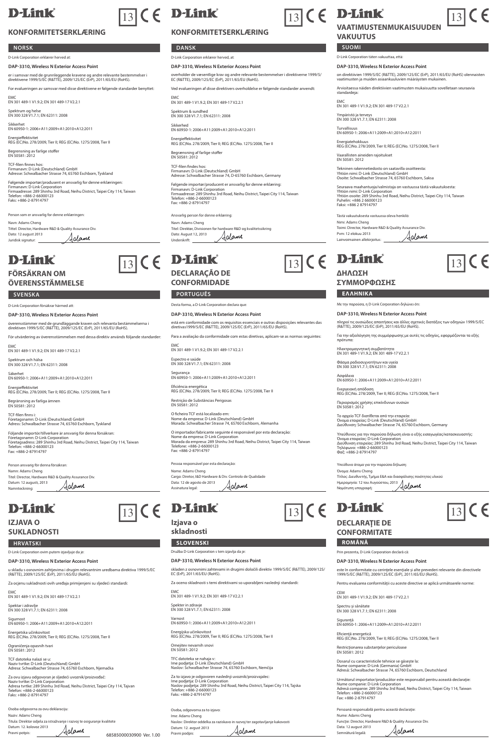# KONFORMITETSERKLÆRING

## NORSK

D-Link Corporation erklærer herved at:

**DAP-3310, Wireless N Exterior Access Point**

er i samsvar med de grunnleggende kravene og andre relevante bestemmelser i direktivene 1999/5/EC (R&TTE), 2009/125/EC (ErP), 2011/65/EU (RoHS).

For evalueringen av samsvar med disse direktivene er følgende standarder benyttet:

EMC
EN 301 489-1 V1.9.2; EN 301 489-17 V2.2.1

Spektrum og helse
EN 300 328 V1.7.1; EN 62311: 2008

Sikkerhet
EN 60950-1: 2006+A11:2009+A1:2010+A12:2011

Energieffektivitet
REG (EC)No. 278/2009, Tier II; REG (EC)No. 1275/2008, Tier II

Begrensning av farlige stoffer
EN 50581: 2012

TCF-filen finnes hos:
Firmanavn: D-Link (Deutschland) GmbH
Adresse: Schwalbacher Strasse 74, 65760 Eschborn, Tyskland

Følgende importør/produsent er ansvarlig for denne erklæringen:
Firmanavn: D-Link Corporation
Firmaadresse: 289 Shinhu 3rd Road, Neihu District, Taipei City 114, Taiwan
Telefon: +886-2-66000123
Faks: +886-2-87914797

Person som er ansvarlig for denne erklæringen:

Navn: Adams Cheng
Tittel: Director, Hardware R&D & Quality Assurance Div.
Dato: 12 august 2013
Juridisk signatur:

# KONFORMITETSERKLÆRING

## DANSK

D-Link Corporation erklærer herved, at:

**DAP-3310, Wireless N Exterior Access Point**

overholder de væsentlige krav og andre relevante bestemmelser i direktiverne 1999/5/EC (R&TTE), 2009/125/EC (ErP), 2011/65/EU (RoHS).

Ved evalueringen af disse direktivers overholdelse er følgende standarder anvendt:

EMC
EN 301 489-1 V1.9.2; EN 301 489-17 V2.2.1

Spektrum & sundhed
EN 300 328 V1.7.1; EN 62311: 2008

Sikkerhed
EN 60950-1: 2006+A11:2009+A1:2010+A12:2011

Energieffektivitet
REG (EC)No. 278/2009, Tier II; REG (EC)No. 1275/2008, Tier II

Begrænsning af farlige stoffer
EN 50581: 2012

TCF-filen findes hos:
Firmanavn: D-Link (Deutschland) GmbH
Adresse: Schwalbacher Strasse 74, D-65760 Eschborn, Germany

Følgende importør/fabrikant er ansvarlig for denne erklæring:
Firmanavn: D-Link Corporation
Firmaadresse: 289 Shinhu 3rd Road, Neihu District, Taipei City 114, Taiwan
Telefon: +886-2-66000123
Fax: +886-2-87914797

Ansvarlig person for denne erklæring:

Navn: Adams Cheng
Titel: Direktør, Divisionen for hardware R&D og kvalitetssikring
Dato: August 12, 2013
Underskrift:

# VAATIMUSTENMUKAISUUDEN VAKUUTUS

## SUOMI

D-Link Corporation täten vakuuttaa, että:

**DAP-3310, Wireless N Exterior Access Point**

on direktiivien 1999/5/EC (R&TTE), 2009/125/EC (ErP), 2011/65/EU (RoHS) olennaisten vaatimusten ja muiden asiaankuuluvien määräysten mukainen.

Arvioitaessa näiden direktiivien vaatimusten mukaisuutta sovelletaan seuraavia standardeja:

EMC
EN 301 489-1 V1.9.2; EN 301 489-17 V2.2.1

Ympäristö ja terveys
EN 300 328 V1.7.1; EN 62311: 2008

Turvallisuus
EN 60950-1: 2006+A11:2009+A1:2010+A12:2011

Energiatehokkuus
REG (EC)No. 278/2009, Tier II; REG (EC)No. 1275/2008, Tier II

Vaarallisten aineiden rajoitukset
EN 50581: 2012

Tekninen rakennetiedosto on saatavilla osoitteesta:
Yhtiön nimi: D-Link (Deutschland) GmbH
Osoite: Schwalbacher Strasse 74, 65760 Eschborn, Saksa

Seuraava maahantuoja/valmistaja on vastuussa tästä vakuutuksesta:
Yhtiön nimi: D-Link Corporation
Yhtiön osoite: 289 Shinhu 3rd Road, Neihu District, Taipei City 114, Taiwan
Puhelin: +886 2 66000123
Faksi: +886 2 87914797

Tästä vakuutuksesta vastuussa oleva henkilö:

Nimi: Adams Cheng
Toimi: Director, Hardware R&D & Quality Assurance Div.
Pvm: 12 elokuu 2013
Lainvoimainen allekirjoitus:

# FÖRSÄKRAN OM ÖVERENSSTÄMMELSE

## SVENSKA

D-Link Corporation försäkrar härmed att:

**DAP-3310, Wireless N Exterior Access Point**

överensstämmer med de grundläggande kraven och relevanta bestämmelserna i direktiven 1999/5/EC (R&TTE), 2009/125/EC (ErP), 2011/65/EU (RoHS).

För utvärdering av överensstämmelsen med dessa direktiv används följande standarder:

EMC
EN 301 489-1 V1.9.2; EN 301 489-17 V2.2.1

Spektrum och hälsa
EN 300 328 V1.7.1; EN 62311: 2008

Säkerhet
EN 60950-1: 2006+A11:2009+A1:2010+A12:2011

Energieffektivitet
REG (EC)No. 278/2009, Tier II; REG (EC)No. 1275/2008, Tier II

Begränsning av farliga ämnen
EN 50581: 2012

TCF-filen finns i:
Företagsnamn: D-Link (Deutschland) GmbH
Adress: Schwalbacher Strasse 74, 65760 Eschborn, Tyskland

Följande importör/tillverkare är ansvarig för denna försäkran:
Företagsnamn: D-Link Corporation
Företagsadress: 289 Shinhu 3rd Road, Neihu District, Taipei City 114, Taiwan
Telefon: +886-2-66000123
Fax: +886-2-87914797

Person ansvarig för denna försäkran:

Namn: Adams Cheng
Titel: Director, Hardware R&D & Quality Assurance Div.
Datum: 12 augusti, 2013
Namnteckning:

# DECLARAÇÃO DE CONFORMIDADE

## PORTUGUÊS

Desta forma, a D-Link Corporation declara que:

**DAP-3310, Wireless N Exterior Access Point**

está em conformidade com os requisitos essenciais e outras disposições relevantes das diretivas1999/5/EC (R&TTE), 2009/125/EC (ErP), 2011/65/EU (RoHS).

Para a avaliação da conformidade com estas diretivas, aplicam-se as normas seguintes:

EMC
EN 301 489-1 V1.9.2; EN 301 489-17 V2.2.1

Espectro e saúde
EN 300 328 V1.7.1; EN 62311: 2008

Segurança
EN 60950-1: 2006+A11:2009+A1:2010+A12:2011

Eficiência energética
REG (EC)No. 278/2009, Tier II; REG (EC)No. 1275/2008, Tier II

Restrição de Substâncias Perigosas
EN 50581: 2012

O ficheiro TCF está localizado em:
Nome da empresa: D-Link (Deutschland) GmbH
Morada: Schwalbacher Strasse 74, 65760 Eschborn, Alemanha

O importador/fabricante seguinte é responsável por esta declaração:
Nome da empresa: D-Link Corporation
Morada da empresa: 289 Shinhu 3rd Road, Neihu District, Taipei City 114, Taiwan
Telefone: +886-2-66000123
Fax: +886-2-87914797

Pessoa responsável por esta declaração:

Nome: Adams Cheng
Cargo: Diretor, I&D Hardware & Div. Controlo de Qualidade
Data: 12 de agosto de 2013
Assinatura legal:

# ΔΗΛΩΣΗ ΣΥΜΜΟΡΦΩΣΗΣ

## ΕΛΛΗΝΙΚΑ

Με την παρούσα, η D-Link Corporation δηλώνει ότι:

**DAP-3310, Wireless N Exterior Access Point**

πληροί τις ουσιώδεις απαιτήσεις και άλλες σχετικές διατάξεις των οδηγιών 1999/5/EC (R&TTE), 2009/125/EC (ErP), 2011/65/EU (RoHS).

Για την αξιολόγηση της συμμόρφωσης με αυτές τις οδηγίες, εφαρμόζονται τα εξής πρότυπα:

Ηλεκτρομαγνητική συμβατότητα
EN 301 489-1 V1.9.2; EN 301 489-17 V2.2.1

Φάσμα ραδιοσυχνοτήτων και υγεία
EN 300 328 V1.7.1; EN 62311: 2008

Ασφάλεια
EN 60950-1: 2006+A11:2009+A1:2010+A12:2011

Ενεργειακή απόδοση
REG (EC)No. 278/2009, Tier II; REG (EC)No. 1275/2008, Tier II

Περιορισμός χρήσης επικίνδυνων ουσιών
EN 50581: 2012

Το αρχείο TCF διατίθεται από την εταιρεία:
Όνομα εταιρείας: D-Link (Deutschland) GmbH
Διεύθυνση: Schwalbacher Strasse 74, 65760 Eschborn, Germany

Υπεύθυνος για την παρούσα δήλωση είναι ο εξής εισαγωγέας/κατασκευαστής:
Όνομα εταιρείας: D-Link Corporation
Διεύθυνση εταιρείας: 289 Shinhu 3rd Road, Neihu District, Taipei City 114, Taiwan
Τηλέφωνο: +886-2-66000123
Φαξ: +886-2-87914797

Υπεύθυνο άτομο για την παρούσα δήλωση:

Όνομα: Adams Cheng
Τίτλος: Διευθυντής, Τμήμα Ε&Α και διασφάλισης ποιότητας υλικού
Ημερομηνία: 12 του Αυγούστου, 2013
Νομότυπη υπογραφή:

# IZJAVA O SUKLADNOSTI

## HRVATSKI

D-Link Corporation ovim putem izjavljuje da je:

**DAP-3310, Wireless N Exterior Access Point**

u skladu s osnovnim zahtjevima i drugim relevantnim uredbama direktiva 1999/5/EC (R&TTE), 2009/125/EC (ErP), 2011/65/EU (RoHS).

Za ocjenu sukladnosti ovih uređaja primijenjeni su sljedeći standardi:

EMC
EN 301 489-1 V1.9.2; EN 301 489-17 V2.2.1

Spektar i zdravlje
EN 300 328 V1.7.1; EN 62311: 2008

Sigurnost
EN 60950-1: 2006+A11:2009+A1:2010+A12:2011

Energetska učinkovitost
REG (EC)No. 278/2009, Tier II; REG (EC)No. 1275/2008, Tier II

Ograničenja opasnih tvari
EN 50581: 2012

TCF datoteka nalazi se u:
Naziv tvrtke: D-Link (Deutschland) GmbH
Adresa: Schwalbacher Strasse 74, 65760 Eschborn, Njemačka

Za ovu izjavu odgovoran je sljedeći uvoznik/proizvođač:
Naziv tvrtke: D-Link Corporation
Adresa tvrtke: 289 Shinhu 3rd Road, Neihu District, Taipei City 114, Tajvan
Telefon: +886-2-66000123
Faks: +886-2-87914797

Osoba odgovorna za ovu deklaraciju:

Naziv: Adams Cheng
Titula: Direktor odjela za istraživanje i razvoj te osiguranje kvalitete
Datum: 12. kolovoz 2013
Pravni potpis:

# Izjava o skladnosti

## SLOVENSKI

Družba D-Link Corporation s tem izjavlja da je:

**DAP-3310, Wireless N Exterior Access Point**

skladen z osnovnimi zahtevami in drugimi določili direktiv 1999/5/EC (R&TTE), 2009/125/EC (ErP), 2011/65/EU (RoHS).

Za oceno skladnosti s temi direktivami so uporabljeni naslednji standardi:

EMC
EN 301 489-1 V1.9.2; EN 301 489-17 V2.2.1

Spekter in zdravje
EN 300 328 V1.7.1; EN 62311: 2008

Varnost
EN 60950-1: 2006+A11:2009+A1:2010+A12:2011

Energijska učinkovitost
REG (EC)No. 278/2009, Tier II; REG (EC)No. 1275/2008, Tier II

Omejitev nevarnih snovi
EN 50581: 2012

TFC datoteka se nahaja v:
Ime podjetja: D-Link (Deutschland) GmbH
Naslov: Schwalbacher Strasse 74, 65760 Eschborn, Nemčija

Za to izjavo je odgovoren naslednji uvoznik/proizvajalec:
Ime podjetja: D-Link Corporation
Naslov podjetja: 289 Shinhu 3rd Road, Neihu District, Taipei City 114, Tajska
Telefon: +886-2-66000123
Faks: +886-2-87914797

Oseba, odgovorna za to izjavo:

Ime: Adams Cheng
Naslov: Direktor oddelka za raziskavo in razvoj ter zagotavljanje kakovosti
Datum: 12. avgust 2013
Pravni podpis:

# DECLARAȚIE DE CONFORMITATE

## ROMÂNĂ

Prin prezenta, D-Link Corporation declară că:

**DAP-3310, Wireless N Exterior Access Point**

este în conformitate cu cerințele esențiale și alte prevederi relevante din directivele 1999/5/EC (R&TTE), 2009/125/EC (ErP), 2011/65/EU (RoHS).

Pentru evaluarea conformității cu aceste directive se aplică următoarele norme:

CEM
EN 301 489-1 V1.9.2; EN 301 489-17 V2.2.1

Spectru și sănătate
EN 300 328 V1.7.1; EN 62311: 2008

Siguranță
EN 60950-1: 2006+A11:2009+A1:2010+A12:2011

Eficiență energetică
REG (EC)No. 278/2009, Tier II; REG (EC)No. 1275/2008, Tier II

Restricționarea substanțelor periculoase
EN 50581: 2012

Dosarul cu caracteristicile tehnice se găsește la:
Nume companie: D-Link (Germania) GmbH
Adresă: Schwalbacher Strasse 74, 65760 Eschborn, Deutschland

Următorul importator/producător este responsabil pentru această declarație:
Nume companie: D-Link Corporation
Adresă companie: 289 Shinhu 3rd Road, Neihu District, Taipei City 114, Taiwan
Telefon: +886-2-66000123
Fax: +886-2-87914797

Persoană responsabilă pentru această declarație:

Nume: Adams Cheng
Funcție: Director, Hardware R&D & Quality Assurance Div.
Data: 12 august 2013
Semnătură legală:

68585000030900 Ver. 1.00